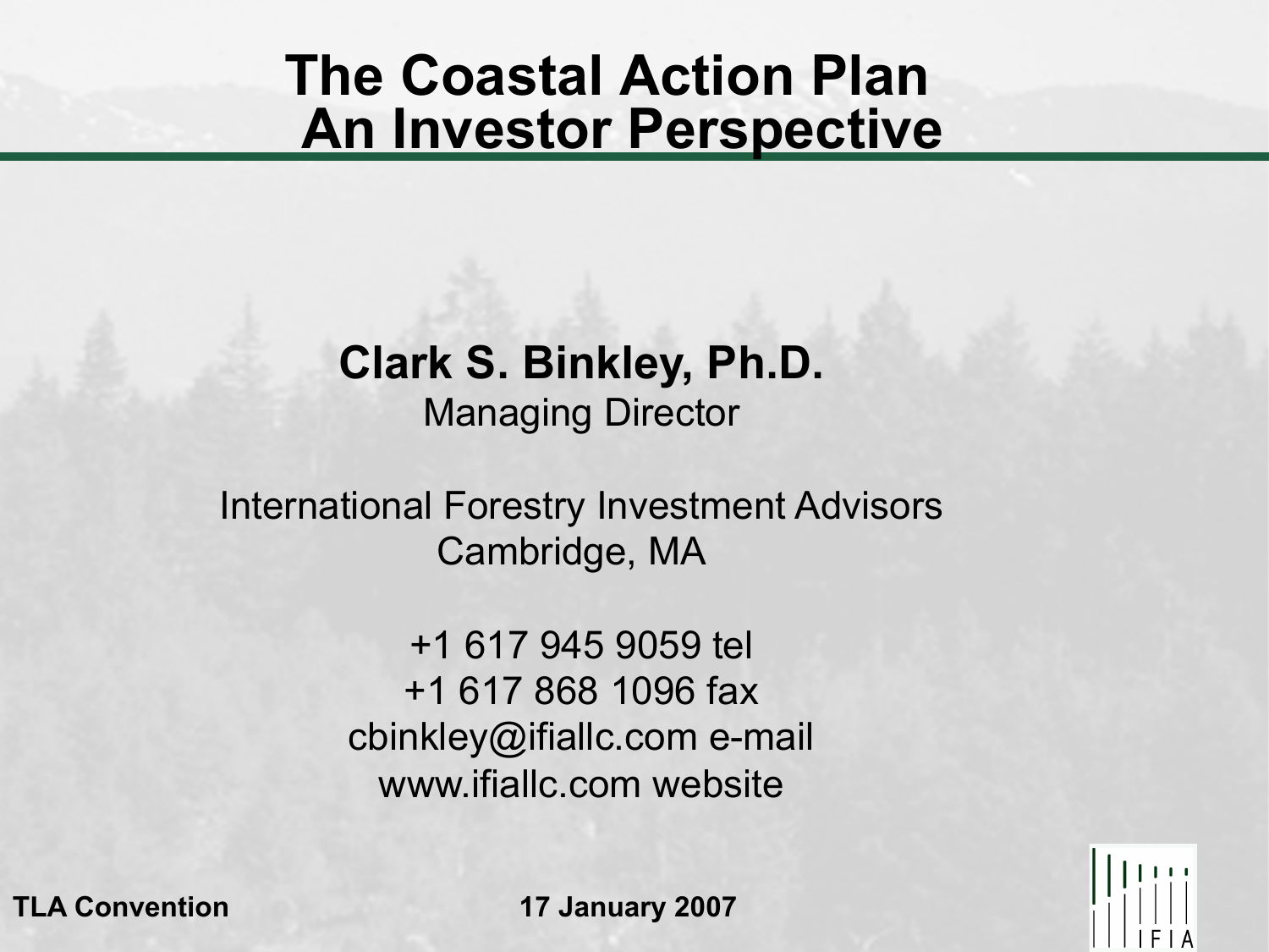# The Coastal Action Plan An Investor Perspective

**Clark S. Binkley, Ph.D.**
Managing Director

International Forestry Investment Advisors
Cambridge, MA

+1 617 945 9059 tel
+1 617 868 1096 fax
cbinkley@ifiallc.com e-mail
www.ifiallc.com website

**TLA Convention** **17 January 2007**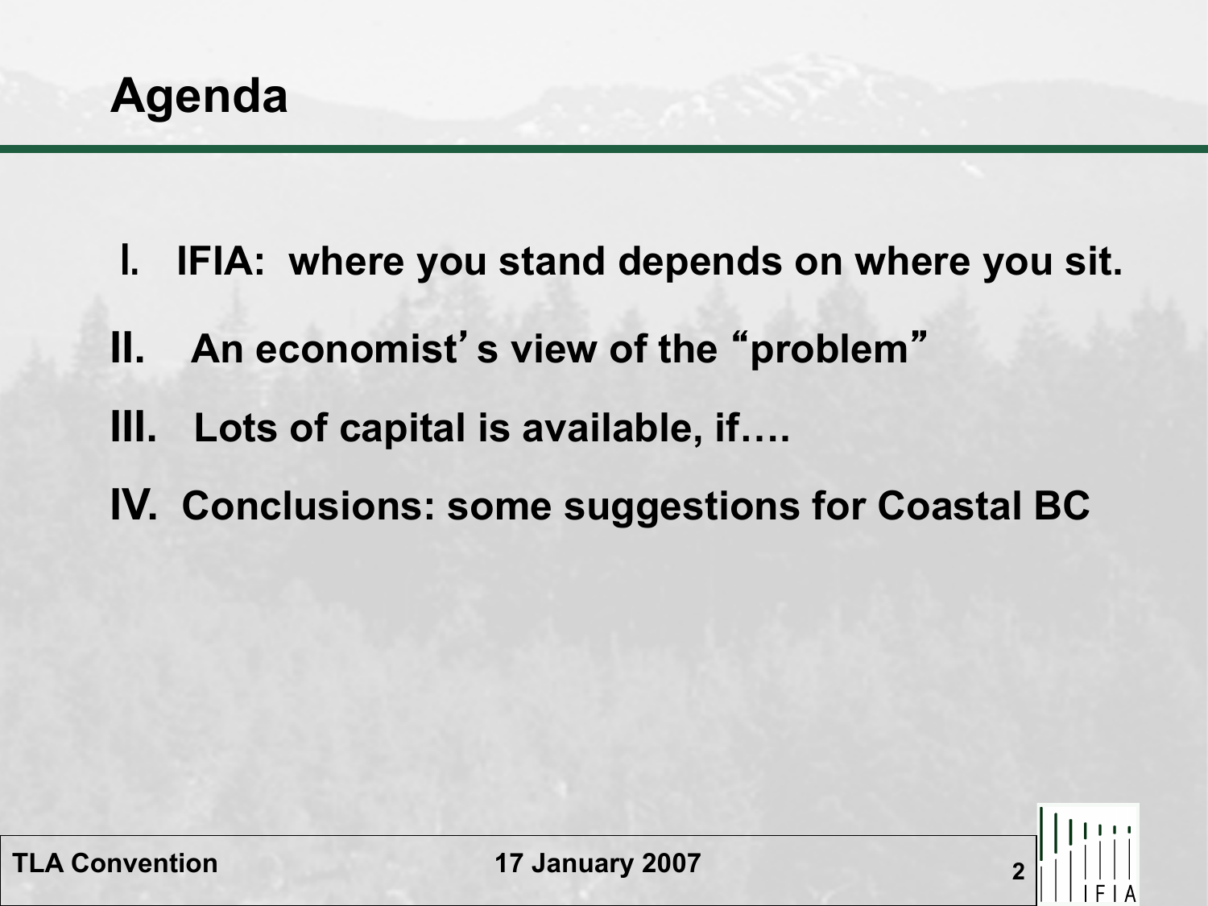# Agenda

I. IFIA: where you stand depends on where you sit.

II. An economist's view of the "problem"

III. Lots of capital is available, if….

IV. Conclusions: some suggestions for Coastal BC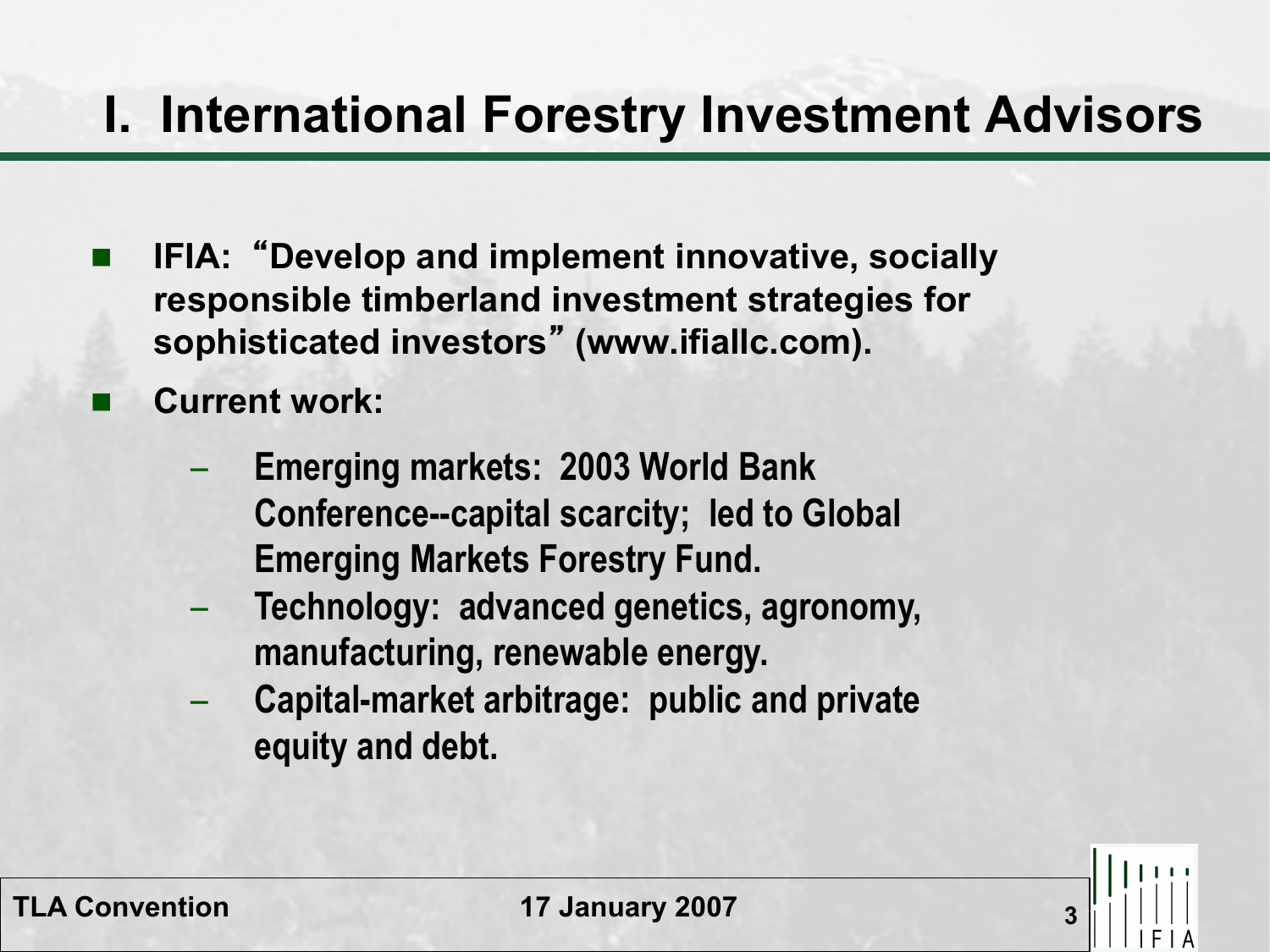# I. International Forestry Investment Advisors

- **IFIA: "Develop and implement innovative, socially responsible timberland investment strategies for sophisticated investors" (www.ifiallc.com).**
- **Current work:**
  - **Emerging markets: 2003 World Bank Conference--capital scarcity; led to Global Emerging Markets Forestry Fund.**
  - **Technology: advanced genetics, agronomy, manufacturing, renewable energy.**
  - **Capital-market arbitrage: public and private equity and debt.**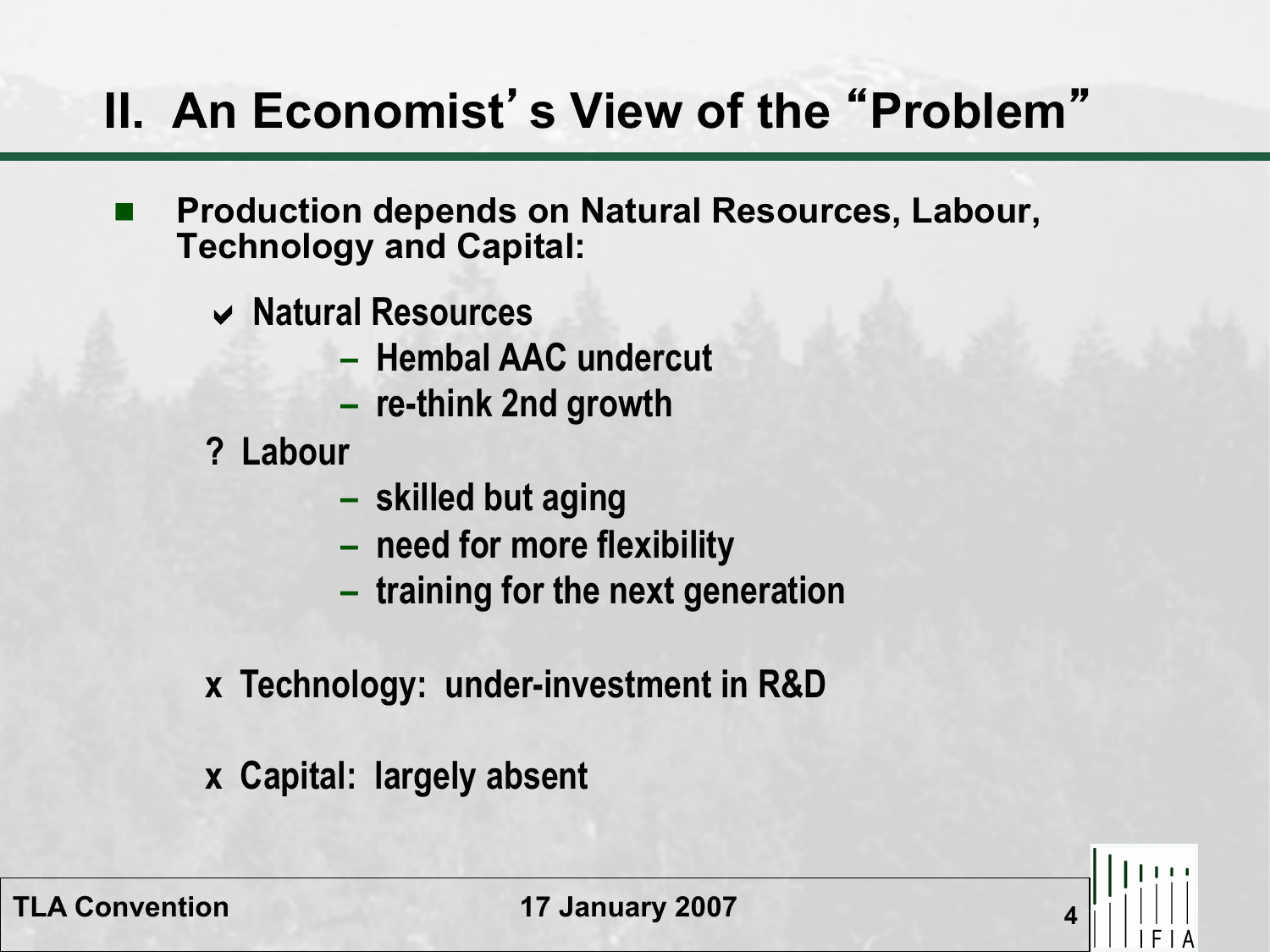# II. An Economist's View of the "Problem"

- **Production depends on Natural Resources, Labour, Technology and Capital:**
  - ✔ **Natural Resources**
    - **Hembal AAC undercut**
    - **re-think 2nd growth**
  - ? **Labour**
    - **skilled but aging**
    - **need for more flexibility**
    - **training for the next generation**
  - x **Technology: under-investment in R&D**
  - x **Capital: largely absent**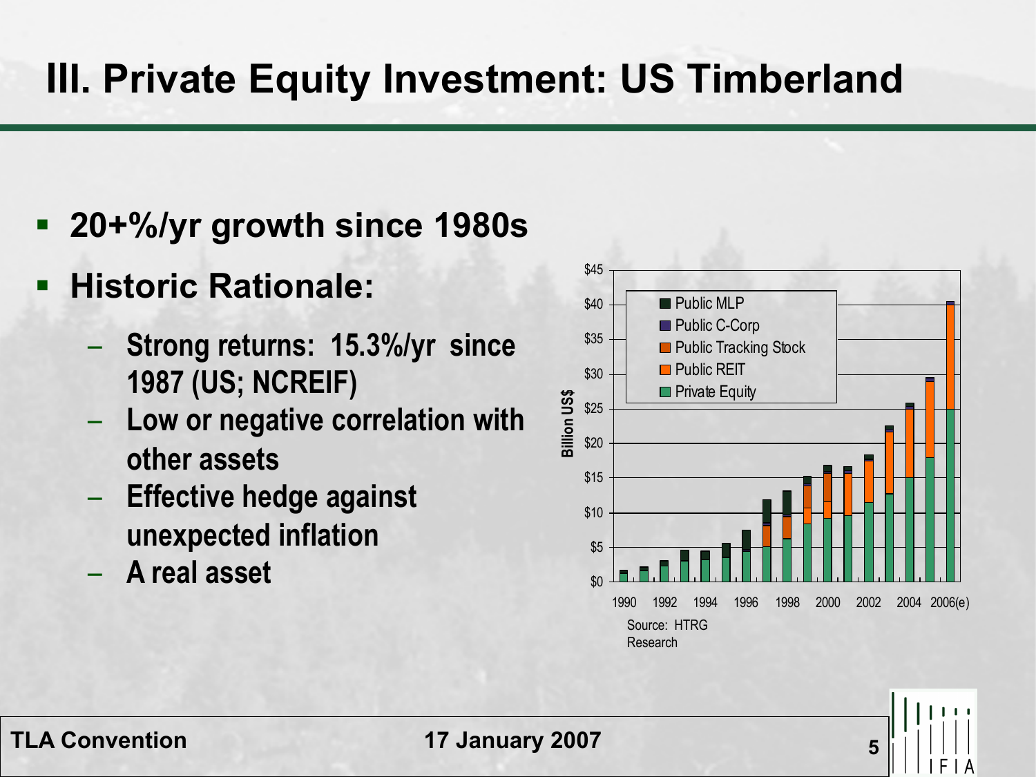# III. Private Equity Investment: US Timberland

- **20+%/yr growth since 1980s**
- **Historic Rationale:**
  - **Strong returns: 15.3%/yr since 1987 (US; NCREIF)**
  - **Low or negative correlation with other assets**
  - **Effective hedge against unexpected inflation**
  - **A real asset**

Source: HTRG Research

**TLA Convention** **17 January 2007**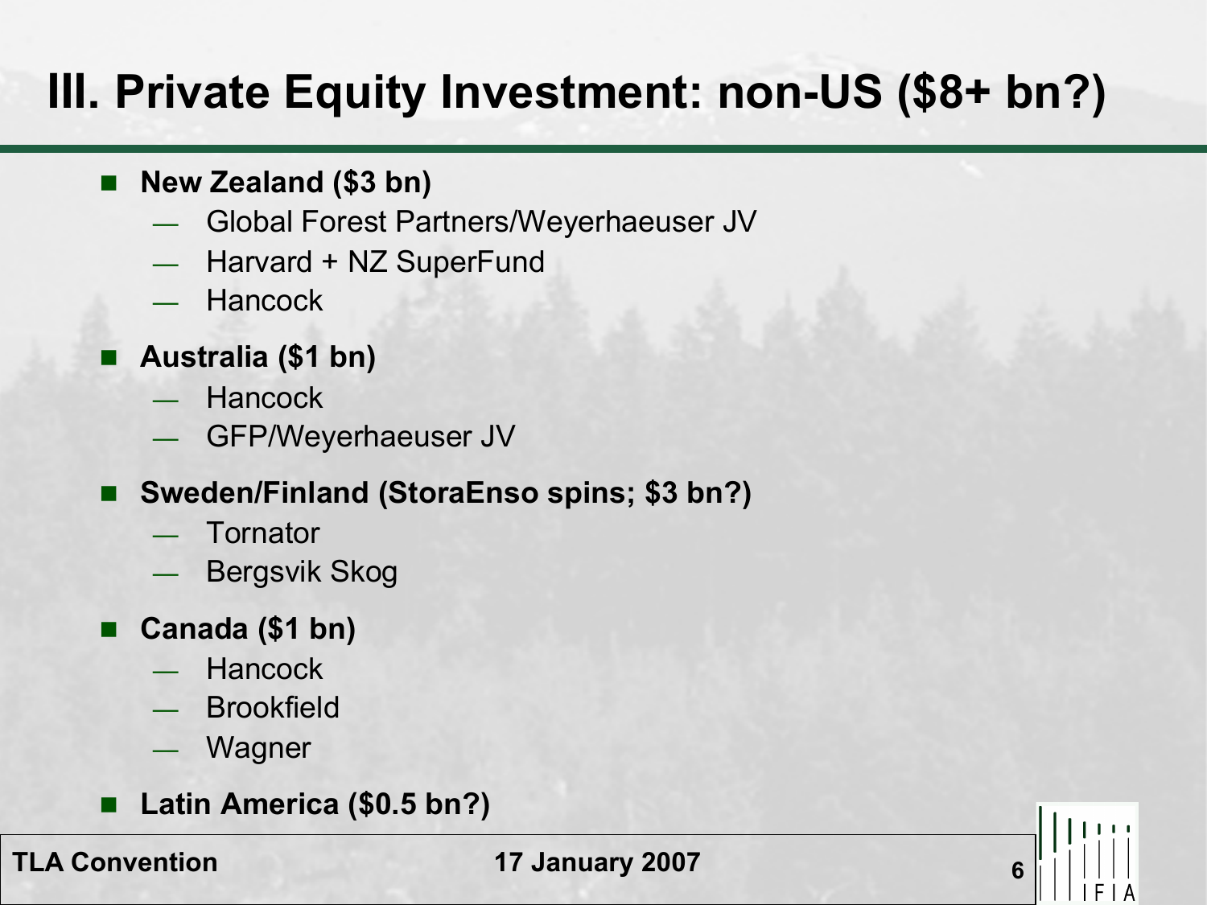# III. Private Equity Investment: non-US ($8+ bn?)

- **New Zealand ($3 bn)**
  - Global Forest Partners/Weyerhaeuser JV
  - Harvard + NZ SuperFund
  - Hancock
- **Australia ($1 bn)**
  - Hancock
  - GFP/Weyerhaeuser JV
- **Sweden/Finland (StoraEnso spins; $3 bn?)**
  - Tornator
  - Bergsvik Skog
- **Canada ($1 bn)**
  - Hancock
  - Brookfield
  - Wagner
- **Latin America ($0.5 bn?)**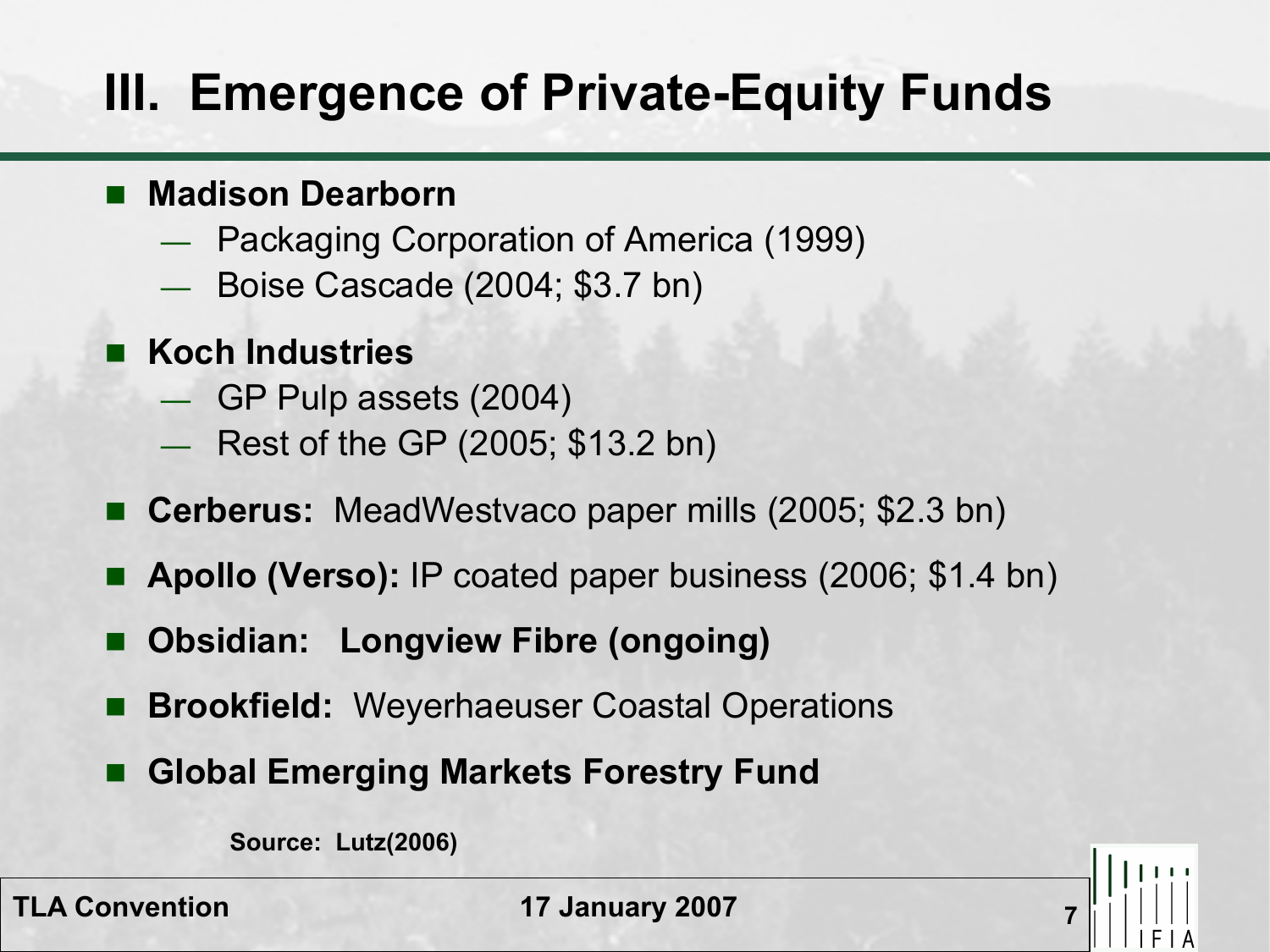# III. Emergence of Private-Equity Funds

- **Madison Dearborn**
  - Packaging Corporation of America (1999)
  - Boise Cascade (2004; $3.7 bn)
- **Koch Industries**
  - GP Pulp assets (2004)
  - Rest of the GP (2005; $13.2 bn)
- **Cerberus:** MeadWestvaco paper mills (2005; $2.3 bn)
- **Apollo (Verso):** IP coated paper business (2006; $1.4 bn)
- **Obsidian: Longview Fibre (ongoing)**
- **Brookfield:** Weyerhaeuser Coastal Operations
- **Global Emerging Markets Forestry Fund**

**Source: Lutz(2006)**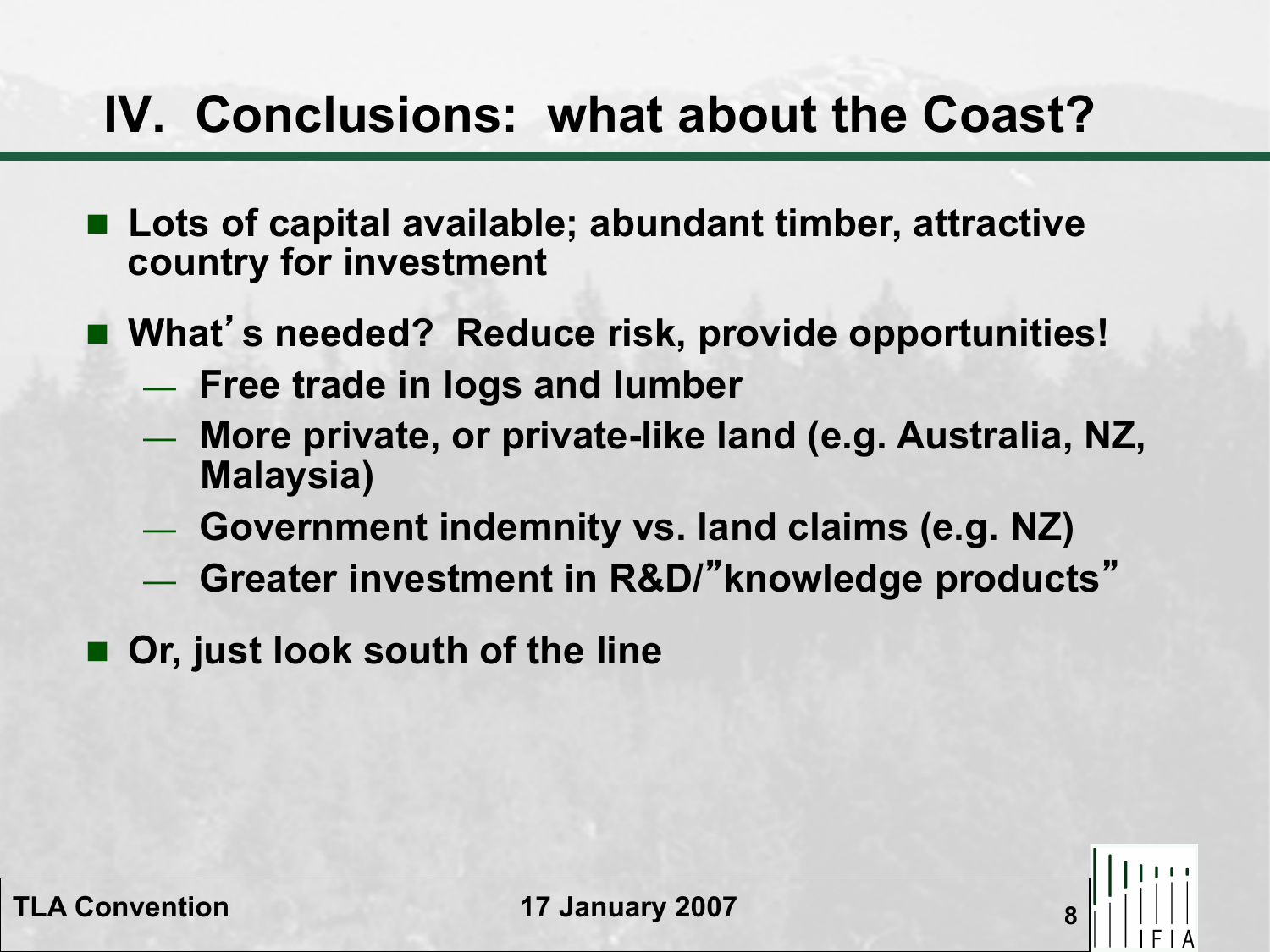# IV. Conclusions: what about the Coast?

- Lots of capital available; abundant timber, attractive country for investment
- What's needed? Reduce risk, provide opportunities!
  - Free trade in logs and lumber
  - More private, or private-like land (e.g. Australia, NZ, Malaysia)
  - Government indemnity vs. land claims (e.g. NZ)
  - Greater investment in R&D/"knowledge products"
- Or, just look south of the line